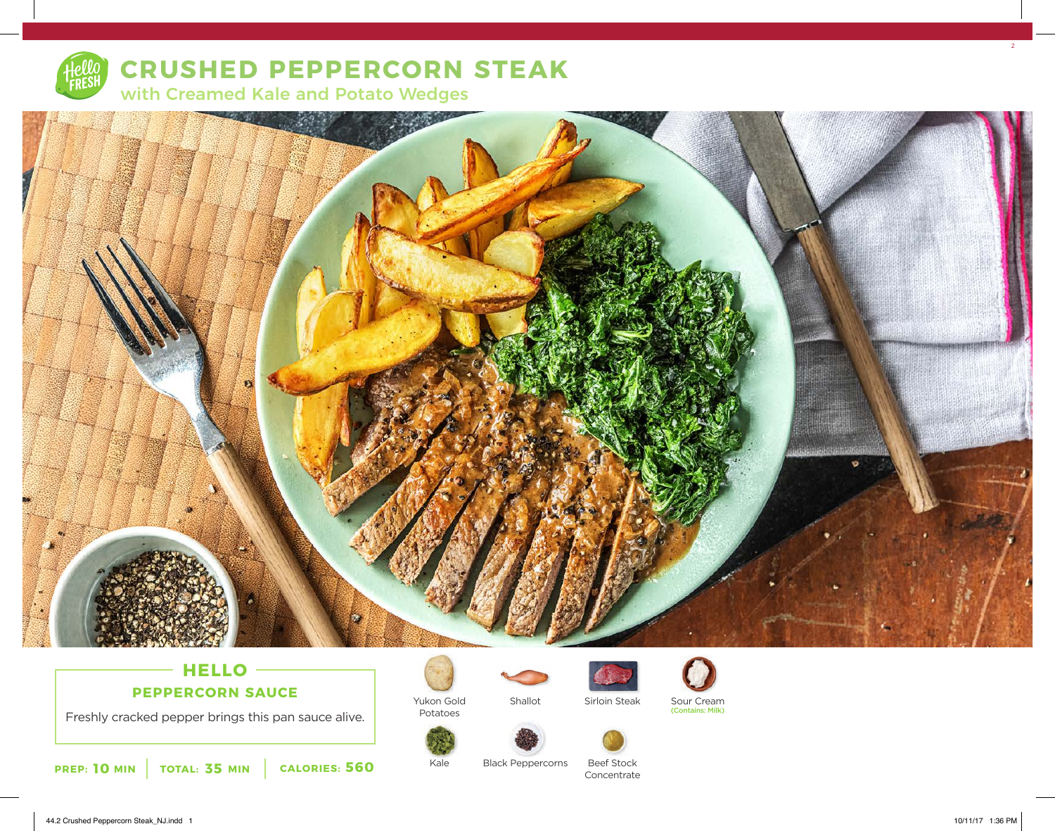# CRUSHED PEPPERCORN STEAK

## with Creamed Kale and Potato Wedges

### HELLO
**PEPPERCORN SAUCE**

Freshly cracked pepper brings this pan sauce alive.

**PREP: 10 MIN** | **TOTAL: 35 MIN** | **CALORIES: 560**

- Yukon Gold Potatoes
- Shallot
- Sirloin Steak
- Sour Cream (Contains: Milk)
- Kale
- Black Peppercorns
- Beef Stock Concentrate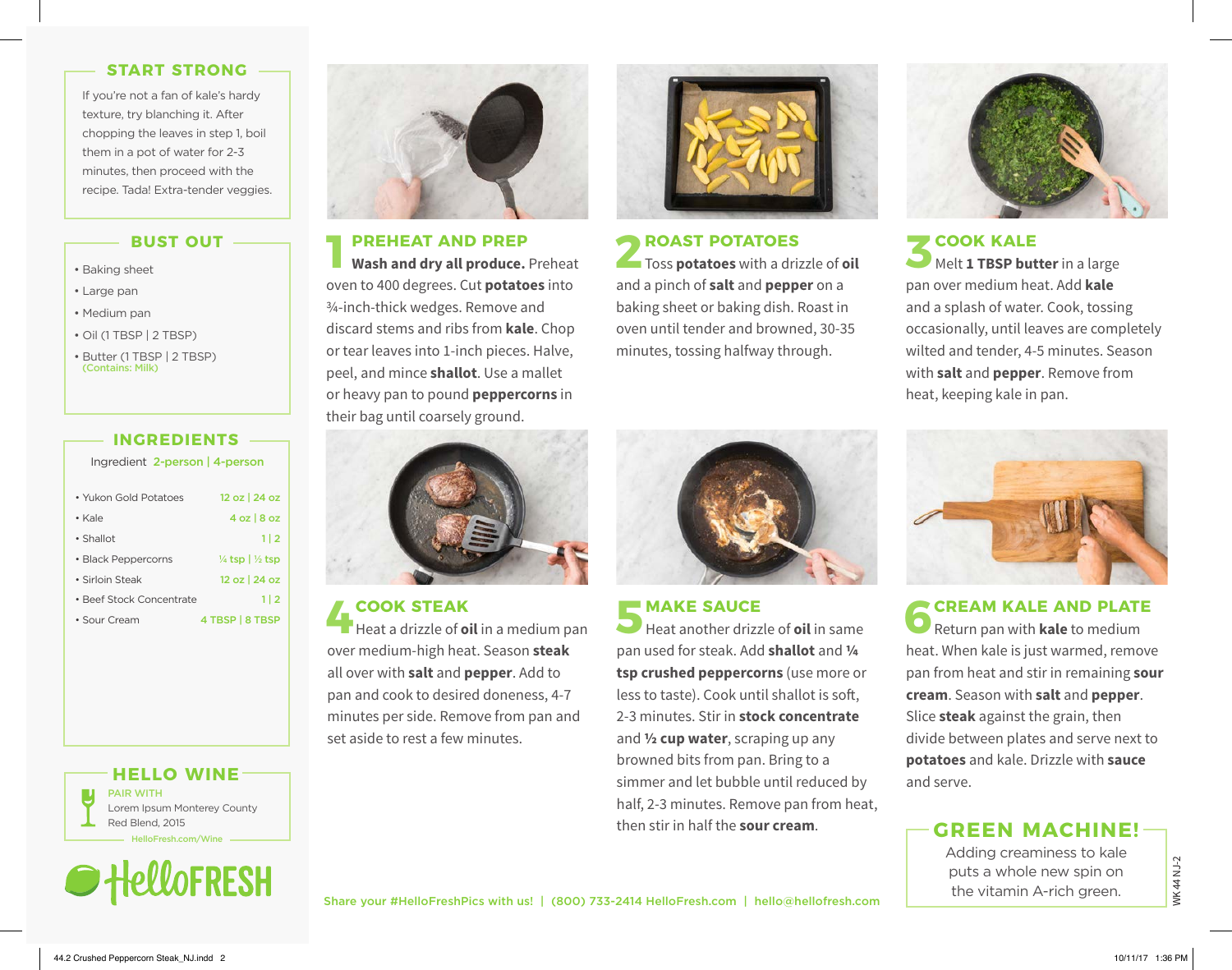## START STRONG

If you're not a fan of kale's hardy texture, try blanching it. After chopping the leaves in step 1, boil them in a pot of water for 2-3 minutes, then proceed with the recipe. Tada! Extra-tender veggies.

## BUST OUT

- Baking sheet
- Large pan
- Medium pan
- Oil (1 TBSP | 2 TBSP)
- Butter (1 TBSP | 2 TBSP)
  (Contains: Milk)

## INGREDIENTS

| Ingredient | 2-person \| 4-person |
|---|---|
| Yukon Gold Potatoes | 12 oz \| 24 oz |
| Kale | 4 oz \| 8 oz |
| Shallot | 1 \| 2 |
| Black Peppercorns | ¼ tsp \| ½ tsp |
| Sirloin Steak | 12 oz \| 24 oz |
| Beef Stock Concentrate | 1 \| 2 |
| Sour Cream | 4 TBSP \| 8 TBSP |

## HELLO WINE

PAIR WITH
Lorem Ipsum Monterey County Red Blend, 2015
HelloFresh.com/Wine

HelloFRESH

### 1 PREHEAT AND PREP

**Wash and dry all produce.** Preheat oven to 400 degrees. Cut **potatoes** into ¾-inch-thick wedges. Remove and discard stems and ribs from **kale**. Chop or tear leaves into 1-inch pieces. Halve, peel, and mince **shallot**. Use a mallet or heavy pan to pound **peppercorns** in their bag until coarsely ground.

### 2 ROAST POTATOES

Toss **potatoes** with a drizzle of **oil** and a pinch of **salt** and **pepper** on a baking sheet or baking dish. Roast in oven until tender and browned, 30-35 minutes, tossing halfway through.

### 3 COOK KALE

Melt **1 TBSP butter** in a large pan over medium heat. Add **kale** and a splash of water. Cook, tossing occasionally, until leaves are completely wilted and tender, 4-5 minutes. Season with **salt** and **pepper**. Remove from heat, keeping kale in pan.

### 4 COOK STEAK

Heat a drizzle of **oil** in a medium pan over medium-high heat. Season **steak** all over with **salt** and **pepper**. Add to pan and cook to desired doneness, 4-7 minutes per side. Remove from pan and set aside to rest a few minutes.

### 5 MAKE SAUCE

Heat another drizzle of **oil** in same pan used for steak. Add **shallot** and **¼ tsp crushed peppercorns** (use more or less to taste). Cook until shallot is soft, 2-3 minutes. Stir in **stock concentrate** and **½ cup water**, scraping up any browned bits from pan. Bring to a simmer and let bubble until reduced by half, 2-3 minutes. Remove pan from heat, then stir in half the **sour cream**.

### 6 CREAM KALE AND PLATE

Return pan with **kale** to medium heat. When kale is just warmed, remove pan from heat and stir in remaining **sour cream**. Season with **salt** and **pepper**. Slice **steak** against the grain, then divide between plates and serve next to **potatoes** and kale. Drizzle with **sauce** and serve.

## GREEN MACHINE!

Adding creaminess to kale puts a whole new spin on the vitamin A-rich green.

Share your #HelloFreshPics with us! | (800) 733-2414 HelloFresh.com | hello@hellofresh.com

WK 44 NJ-2